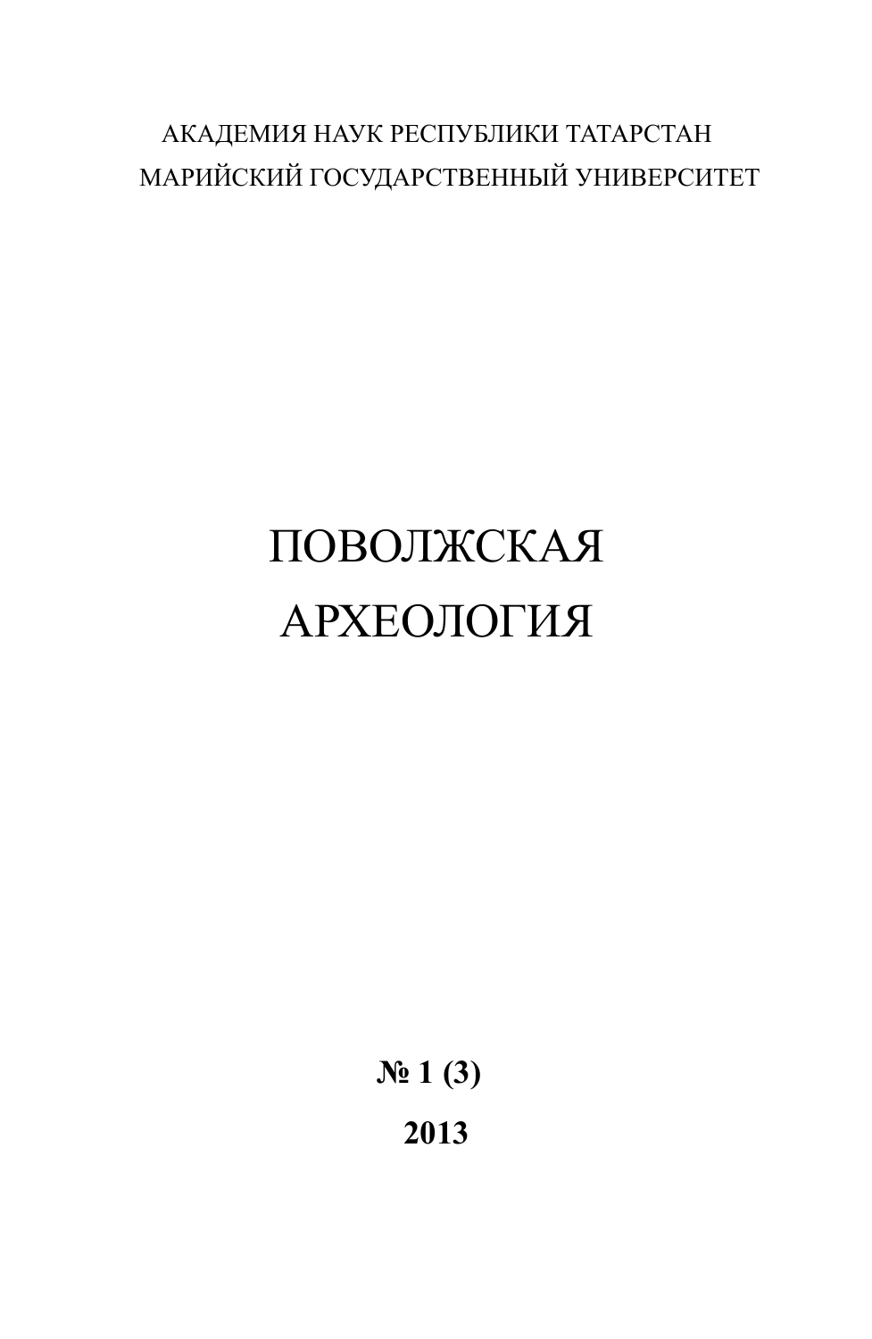АКАДЕМИЯ НАУК РЕСПУБЛИКИ ТАТАРСТАН

МАРИЙСКИЙ ГОСУДАРСТВЕННЫЙ УНИВЕРСИТЕТ

# ПОВОЛЖСКАЯ АРХЕОЛОГИЯ

**№ 1 (3)**

**2013**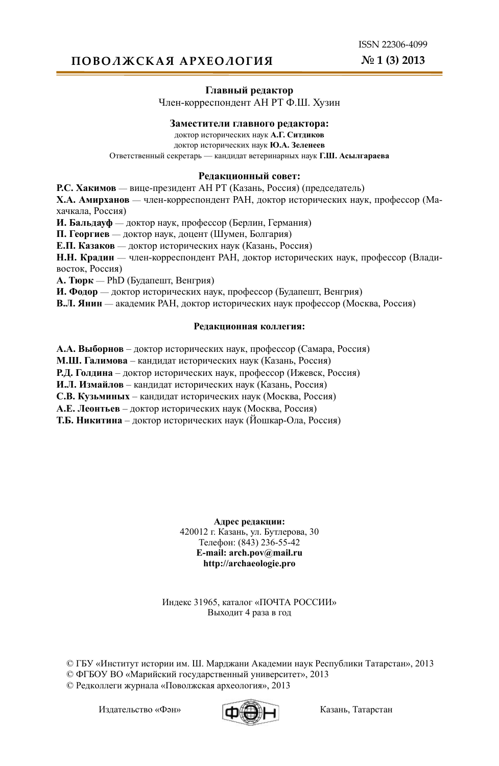ISSN 22306-4099

# ПОВОЛЖСКАЯ АРХЕОЛОГИЯ

**№ 1 (3) 2013**

**Главный редактор**
Член-корреспондент АН РТ Ф.Ш. Хузин

**Заместители главного редактора:**
доктор исторических наук **А.Г. Ситдиков**
доктор исторических наук **Ю.А. Зеленеев**
Ответственный секретарь — кандидат ветеринарных наук **Г.Ш. Асылгараева**

**Редакционный совет:**

**Р.С. Хакимов** — вице-президент АН РТ (Казань, Россия) (председатель)
**Х.А. Амирханов** — член-корреспондент РАН, доктор исторических наук, профессор (Махачкала, Россия)
**И. Бальдауф** — доктор наук, профессор (Берлин, Германия)
**П. Георгиев** — доктор наук, доцент (Шумен, Болгария)
**Е.П. Казаков** — доктор исторических наук (Казань, Россия)
**Н.Н. Крадин** — член-корреспондент РАН, доктор исторических наук, профессор (Владивосток, Россия)
**А. Тюрк** — PhD (Будапешт, Венгрия)
**И. Фодор** — доктор исторических наук, профессор (Будапешт, Венгрия)
**В.Л. Янин** — академик РАН, доктор исторических наук профессор (Москва, Россия)

**Редакционная коллегия:**

**А.А. Выборнов** – доктор исторических наук, профессор (Самара, Россия)
**М.Ш. Галимова** – кандидат исторических наук (Казань, Россия)
**Р.Д. Голдина** – доктор исторических наук, профессор (Ижевск, Россия)
**И.Л. Измайлов** – кандидат исторических наук (Казань, Россия)
**С.В. Кузьминых** – кандидат исторических наук (Москва, Россия)
**А.Е. Леонтьев** – доктор исторических наук (Москва, Россия)
**Т.Б. Никитина** – доктор исторических наук (Йошкар-Ола, Россия)

**Адрес редакции:**
420012 г. Казань, ул. Бутлерова, 30
Телефон: (843) 236-55-42
**E-mail: arch.pov@mail.ru**
**http://archaeologie.pro**

Индекс 31965, каталог «ПОЧТА РОССИИ»
Выходит 4 раза в год

© ГБУ «Институт истории им. Ш. Марджани Академии наук Республики Татарстан», 2013
© ФГБОУ ВО «Марийский государственный университет», 2013
© Редколлеги журнала «Поволжская археология», 2013

Издательство «Фән» Казань, Татарстан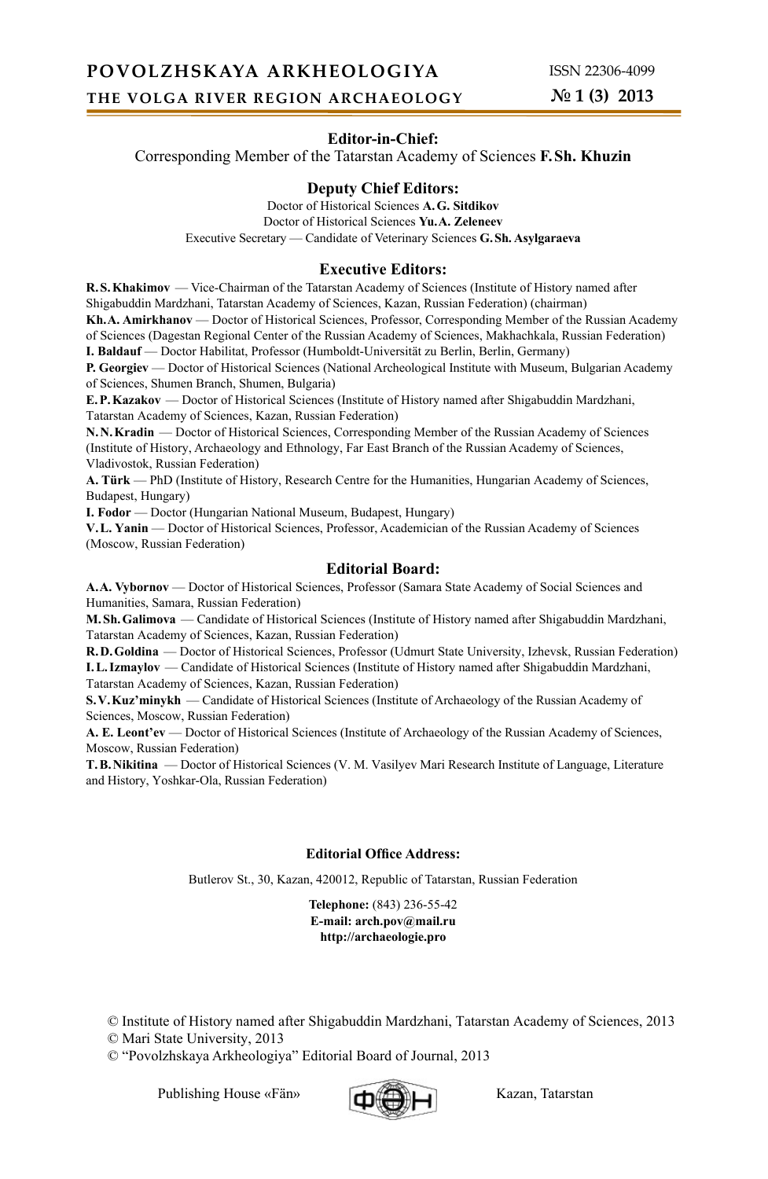# POVOLZHSKAYA ARKHEOLOGIYA

## THE VOLGA RIVER REGION ARCHAEOLOGY

ISSN 22306-4099

№ 1 (3) 2013

### Editor-in-Chief:

Corresponding Member of the Tatarstan Academy of Sciences **F. Sh. Khuzin**

### Deputy Chief Editors:

Doctor of Historical Sciences **A. G. Sitdikov**
Doctor of Historical Sciences **Yu. A. Zeleneev**
Executive Secretary — Candidate of Veterinary Sciences **G. Sh. Asylgaraeva**

### Executive Editors:

**R. S. Khakimov** — Vice-Chairman of the Tatarstan Academy of Sciences (Institute of History named after Shigabuddin Mardzhani, Tatarstan Academy of Sciences, Kazan, Russian Federation) (chairman)

**Kh. A. Amirkhanov** — Doctor of Historical Sciences, Professor, Corresponding Member of the Russian Academy of Sciences (Dagestan Regional Center of the Russian Academy of Sciences, Makhachkala, Russian Federation)

**I. Baldauf** — Doctor Habilitat, Professor (Humboldt-Universität zu Berlin, Berlin, Germany)

**P. Georgiev** — Doctor of Historical Sciences (National Archeological Institute with Museum, Bulgarian Academy of Sciences, Shumen Branch, Shumen, Bulgaria)

**E. P. Kazakov** — Doctor of Historical Sciences (Institute of History named after Shigabuddin Mardzhani, Tatarstan Academy of Sciences, Kazan, Russian Federation)

**N. N. Kradin** — Doctor of Historical Sciences, Corresponding Member of the Russian Academy of Sciences (Institute of History, Archaeology and Ethnology, Far East Branch of the Russian Academy of Sciences, Vladivostok, Russian Federation)

**A. Türk** — PhD (Institute of History, Research Centre for the Humanities, Hungarian Academy of Sciences, Budapest, Hungary)

**I. Fodor** — Doctor (Hungarian National Museum, Budapest, Hungary)

**V. L. Yanin** — Doctor of Historical Sciences, Professor, Academician of the Russian Academy of Sciences (Moscow, Russian Federation)

### Editorial Board:

**A. A. Vybornov** — Doctor of Historical Sciences, Professor (Samara State Academy of Social Sciences and Humanities, Samara, Russian Federation)

**M. Sh. Galimova** — Candidate of Historical Sciences (Institute of History named after Shigabuddin Mardzhani, Tatarstan Academy of Sciences, Kazan, Russian Federation)

**R. D. Goldina** — Doctor of Historical Sciences, Professor (Udmurt State University, Izhevsk, Russian Federation)

**I. L. Izmaylov** — Candidate of Historical Sciences (Institute of History named after Shigabuddin Mardzhani, Tatarstan Academy of Sciences, Kazan, Russian Federation)

**S. V. Kuz'minykh** — Candidate of Historical Sciences (Institute of Archaeology of the Russian Academy of Sciences, Moscow, Russian Federation)

**A. E. Leont'ev** — Doctor of Historical Sciences (Institute of Archaeology of the Russian Academy of Sciences, Moscow, Russian Federation)

**T. B. Nikitina** — Doctor of Historical Sciences (V. M. Vasilyev Mari Research Institute of Language, Literature and History, Yoshkar-Ola, Russian Federation)

**Editorial Office Address:**

Butlerov St., 30, Kazan, 420012, Republic of Tatarstan, Russian Federation

**Telephone:** (843) 236-55-42
**E-mail: arch.pov@mail.ru**
**http://archaeologie.pro**

© Institute of History named after Shigabuddin Mardzhani, Tatarstan Academy of Sciences, 2013
© Mari State University, 2013
© "Povolzhskaya Arkheologiya" Editorial Board of Journal, 2013

Publishing House «Fän» Kazan, Tatarstan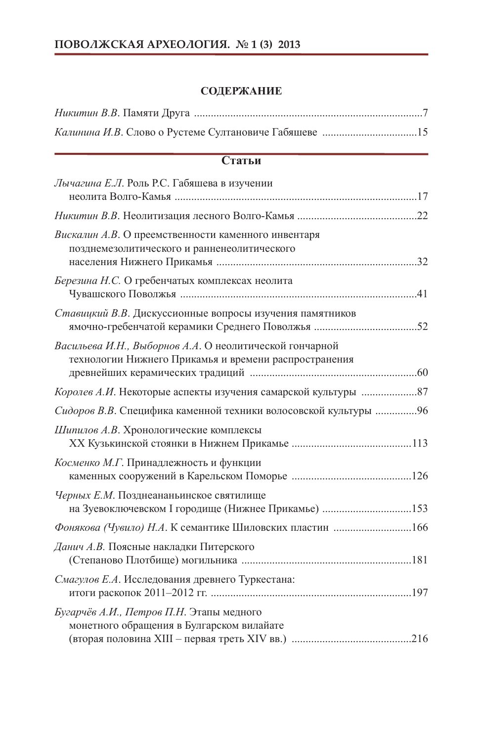## СОДЕРЖАНИЕ

*Никитин В.В.* Памяти Друга ....................................................................................7

*Калинина И.В.* Слово о Рустеме Султановиче Габяшеве ..................................15

## Статьи

*Лычагина Е.Л.* Роль Р.С. Габяшева в изучении неолита Волго-Камья ......................................................................................17

*Никитин В.В.* Неолитизация лесного Волго-Камья ..........................................22

*Вискалин А.В.* О преемственности каменного инвентаря позднемезолитического и ранненеолитического населения Нижнего Прикамья .......................................................................32

*Березина Н.С.* О гребенчатых комплексах неолита Чувашского Поволжья ....................................................................................41

*Ставицкий В.В.* Дискуссионные вопросы изучения памятников ямочно-гребенчатой керамики Среднего Поволжья .....................................52

*Васильева И.Н., Выборнов А.А.* О неолитической гончарной технологии Нижнего Прикамья и времени распространения древнейших керамических традиций ...........................................................60

*Королев А.И.* Некоторые аспекты изучения самарской культуры ....................87

*Сидоров В.В.* Специфика каменной техники волосовской культуры ...............96

*Шипилов А.В.* Хронологические комплексы XX Кузькинской стоянки в Нижнем Прикамье ..........................................113

*Косменко М.Г.* Принадлежность и функции каменных сооружений в Карельском Поморье ..........................................126

*Черных Е.М.* Позднеананьинское святилище на Зуевоключевском I городище (Нижнее Прикамье) ...............................153

*Фонякова (Чувило) Н.А.* К семантике Шиловских пластин ............................166

*Данич А.В.* Поясные накладки Питерского (Степаново Плотбище) могильника ............................................................181

*Смагулов Е.А.* Исследования древнего Туркестана: итоги раскопок 2011–2012 гг. .......................................................................197

*Бугарчёв А.И., Петров П.Н.* Этапы медного монетного обращения в Булгарском вилайате (вторая половина XIII – первая треть XIV вв.) ..........................................216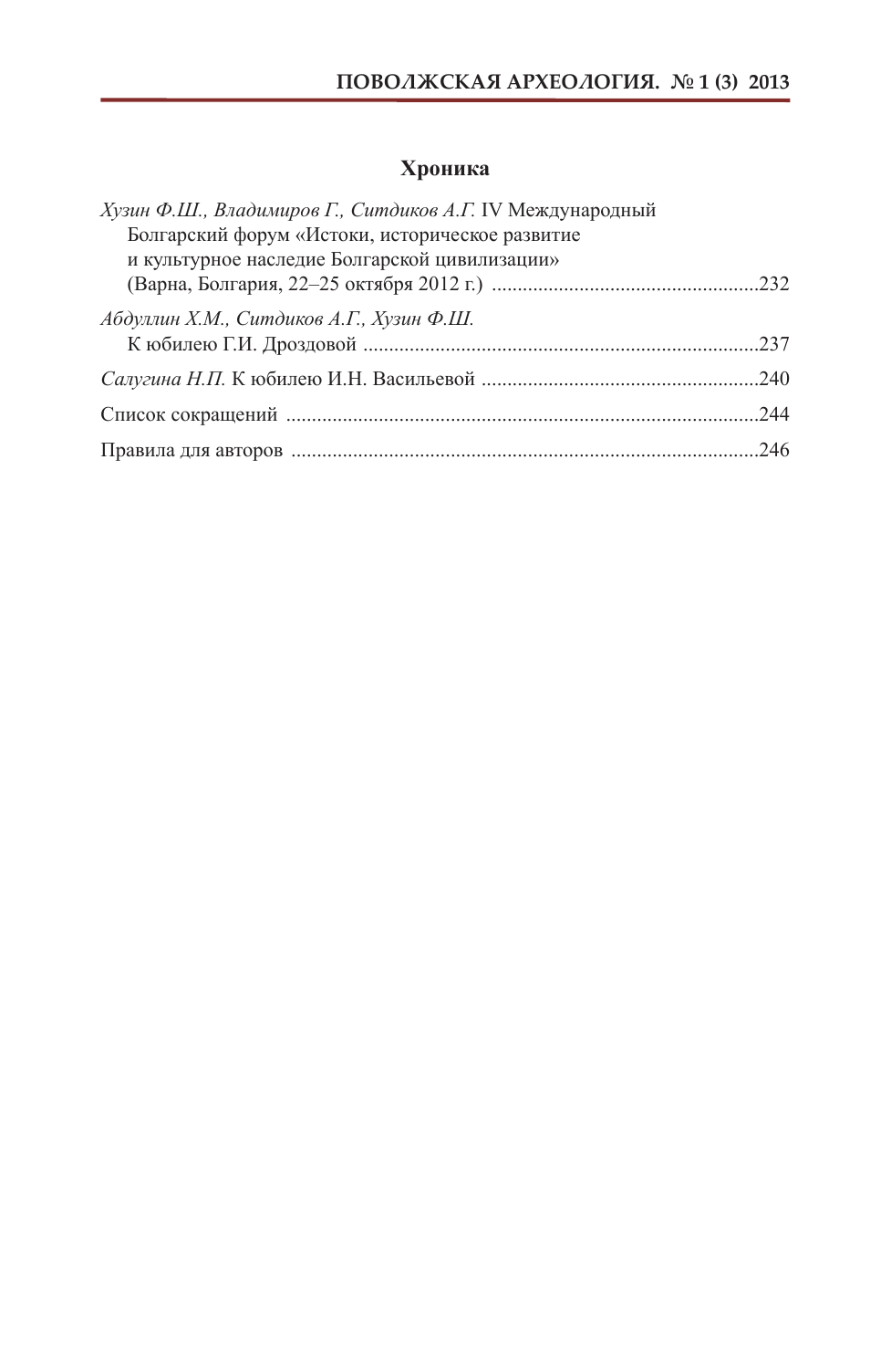## Хроника

*Хузин Ф.Ш., Владимиров Г., Ситдиков А.Г.* IV Международный Болгарский форум «Истоки, историческое развитие и культурное наследие Болгарской цивилизации» (Варна, Болгария, 22–25 октября 2012 г.) ....................................................232

*Абдуллин Х.М., Ситдиков А.Г., Хузин Ф.Ш.* К юбилею Г.И. Дроздовой ............................................................................237

*Салугина Н.П.* К юбилею И.Н. Васильевой .....................................................240

Список сокращений ..........................................................................................244

Правила для авторов ..........................................................................................246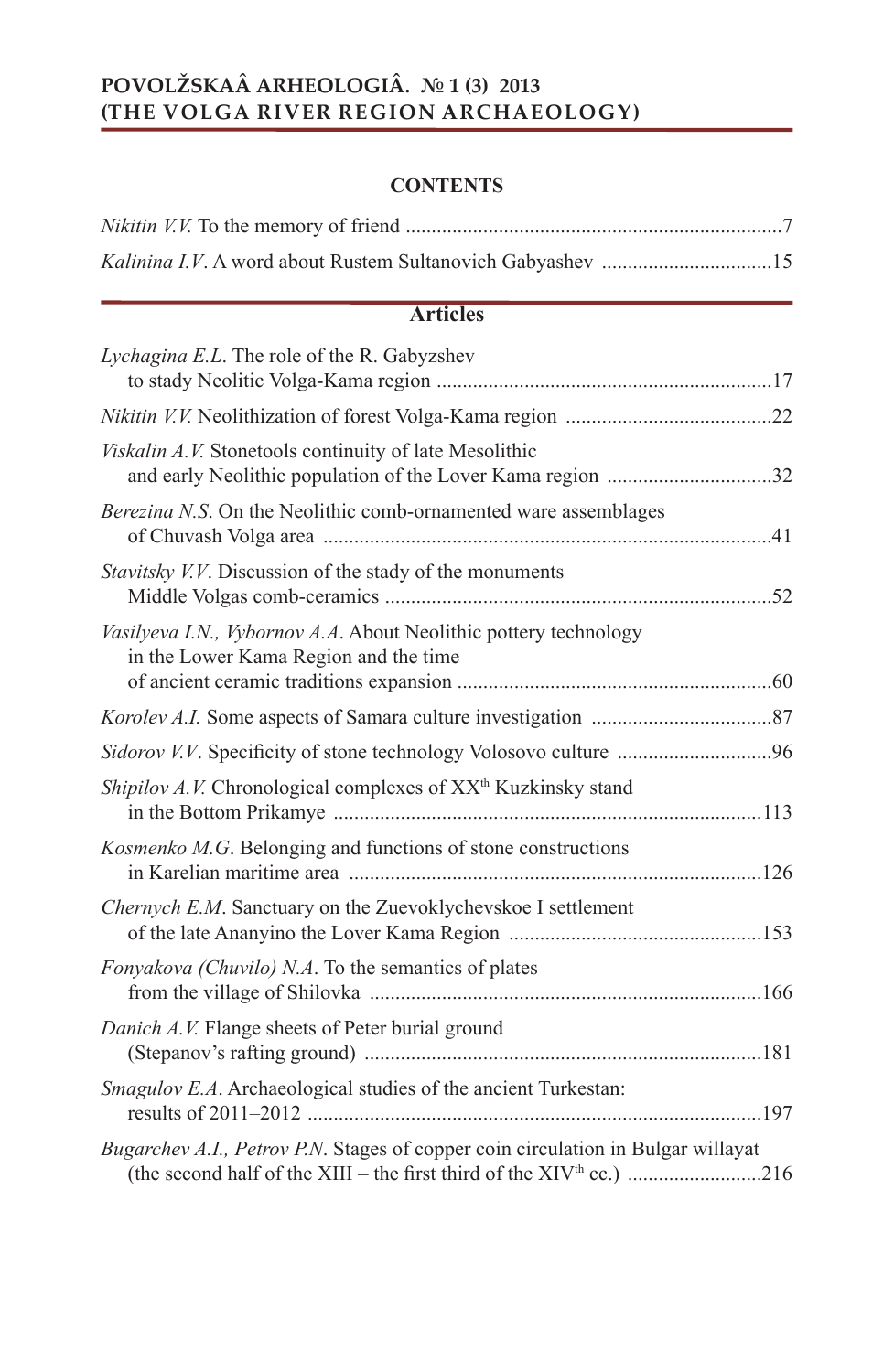**POVOLŽSKAÂ ARHEOLOGIÂ. № 1 (3) 2013**
**(THE VOLGA RIVER REGION ARCHAEOLOGY)**

## CONTENTS

*Nikitin V.V.* To the memory of friend ........................................................................7

*Kalinina I.V*. A word about Rustem Sultanovich Gabyashev .................................15

## Articles

*Lychagina E.L*. The role of the R. Gabyzshev to stady Neolitic Volga-Kama region ................................................................17

*Nikitin V.V.* Neolithization of forest Volga-Kama region ........................................22

*Viskalin A.V.* Stonetools continuity of late Mesolithic and early Neolithic population of the Lover Kama region ................................32

*Berezina N.S*. On the Neolithic comb-ornamented ware assemblages of Chuvash Volga area ......................................................................................41

*Stavitsky V.V*. Discussion of the stady of the monuments Middle Volgas comb-ceramics ...........................................................................52

*Vasilyeva I.N., Vybornov A.A*. About Neolithic pottery technology in the Lower Kama Region and the time of ancient ceramic traditions expansion .............................................................60

*Korolev A.I.* Some aspects of Samara culture investigation ...................................87

*Sidorov V.V*. Specificity of stone technology Volosovo culture ..............................96

*Shipilov A.V.* Chronological complexes of XX[th] Kuzkinsky stand in the Bottom Prikamye ..................................................................................113

*Kosmenko M.G*. Belonging and functions of stone constructions in Karelian maritime area ...............................................................................126

*Chernych E.M*. Sanctuary on the Zuevoklychevskoe I settlement of the late Ananyino the Lover Kama Region .................................................153

*Fonyakova (Chuvilo) N.A*. To the semantics of plates from the village of Shilovka ...........................................................................166

*Danich A.V.* Flange sheets of Peter burial ground (Stepanov's rafting ground) ............................................................................181

*Smagulov E.A*. Archaeological studies of the ancient Turkestan: results of 2011–2012 .......................................................................................197

*Bugarchev A.I., Petrov P.N.* Stages of copper coin circulation in Bulgar willayat (the second half of the XIII – the first third of the XIV[th] cc.) ..........................216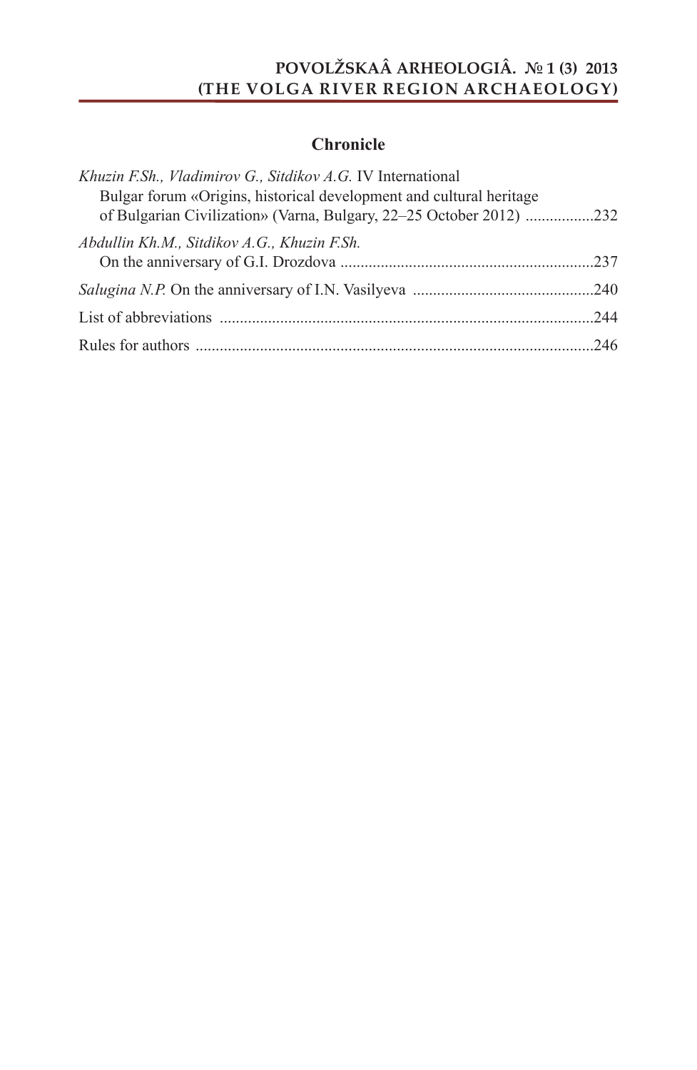## Chronicle

*Khuzin F.Sh., Vladimirov G., Sitdikov A.G.* IV International Bulgar forum «Origins, historical development and cultural heritage of Bulgarian Civilization» (Varna, Bulgary, 22–25 October 2012) ................232

*Abdullin Kh.M., Sitdikov A.G., Khuzin F.Sh.* On the anniversary of G.I. Drozdova ..............................................................237

*Salugina N.P.* On the anniversary of I.N. Vasilyeva ............................................240

List of abbreviations ............................................................................................244

Rules for authors ..................................................................................................246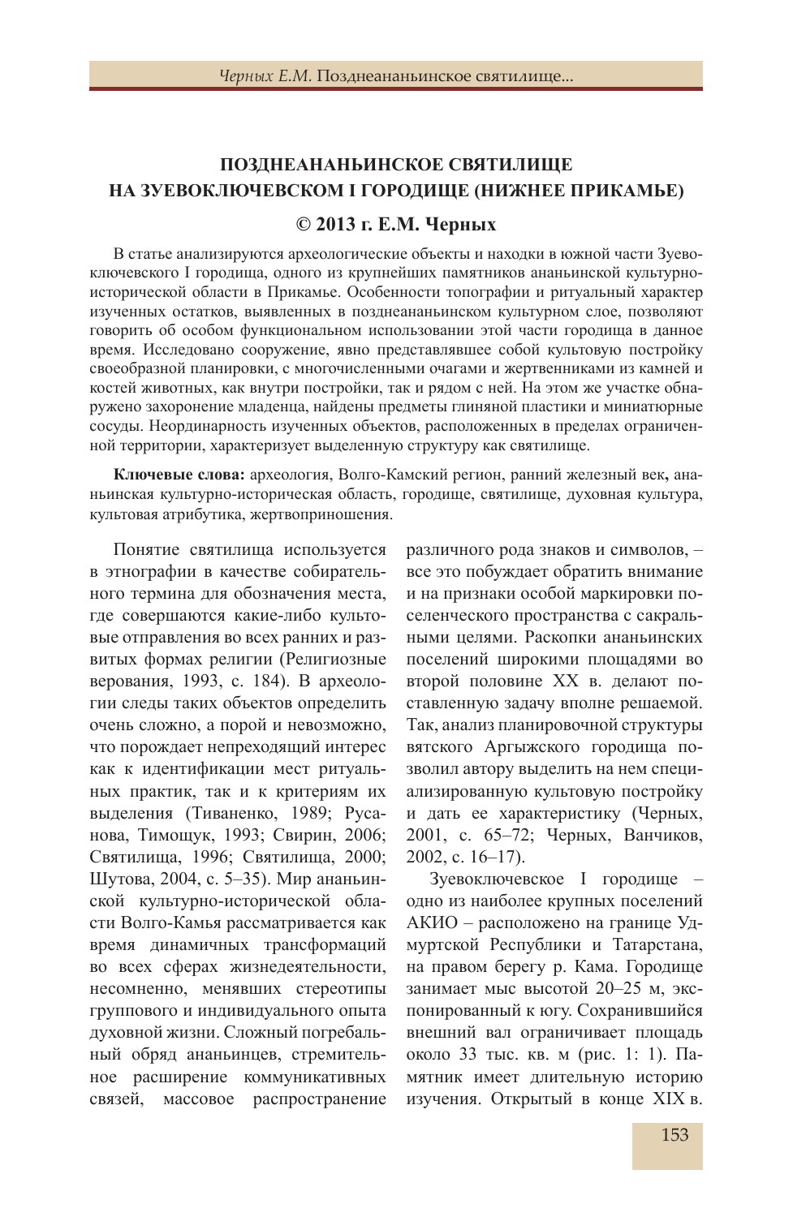## ПОЗДНЕАНАНЬИНСКОЕ СВЯТИЛИЩЕ НА ЗУЕВОКЛЮЧЕВСКОМ I ГОРОДИЩЕ (НИЖНЕЕ ПРИКАМЬЕ)

**© 2013 г. Е.М. Черных**

В статье анализируются археологические объекты и находки в южной части Зуевоключевского I городища, одного из крупнейших памятников ананьинской культурно-исторической области в Прикамье. Особенности топографии и ритуальный характер изученных остатков, выявленных в позднеананьинском культурном слое, позволяют говорить об особом функциональном использовании этой части городища в данное время. Исследовано сооружение, явно представлявшее собой культовую постройку своеобразной планировки, с многочисленными очагами и жертвенниками из камней и костей животных, как внутри постройки, так и рядом с ней. На этом же участке обнаружено захоронение младенца, найдены предметы глиняной пластики и миниатюрные сосуды. Неординарность изученных объектов, расположенных в пределах ограниченной территории, характеризует выделенную структуру как святилище.

**Ключевые слова:** археология, Волго-Камский регион, ранний железный век**,** ананьинская культурно-историческая область, городище, святилище, духовная культура, культовая атрибутика, жертвоприношения.

Понятие святилища используется в этнографии в качестве собирательного термина для обозначения места, где совершаются какие-либо культовые отправления во всех ранних и развитых формах религии (Религиозные верования, 1993, с. 184). В археологии следы таких объектов определить очень сложно, а порой и невозможно, что порождает непреходящий интерес как к идентификации мест ритуальных практик, так и к критериям их выделения (Тиваненко, 1989; Русанова, Тимощук, 1993; Свирин, 2006; Святилища, 1996; Святилища, 2000; Шутова, 2004, с. 5–35). Мир ананьинской культурно-исторической области Волго-Камья рассматривается как время динамичных трансформаций во всех сферах жизнедеятельности, несомненно, менявших стереотипы группового и индивидуального опыта духовной жизни. Сложный погребальный обряд ананьинцев, стремительное расширение коммуникативных связей, массовое распространение различного рода знаков и символов, – все это побуждает обратить внимание и на признаки особой маркировки поселенческого пространства с сакральными целями. Раскопки ананьинских поселений широкими площадями во второй половине XX в. делают поставленную задачу вполне решаемой. Так, анализ планировочной структуры вятского Аргыжского городища позволил автору выделить на нем специализированную культовую постройку и дать ее характеристику (Черных, 2001, с. 65–72; Черных, Ванчиков, 2002, с. 16–17).

Зуевоключевское I городище – одно из наиболее крупных поселений АКИО – расположено на границе Удмуртской Республики и Татарстана, на правом берегу р. Кама. Городище занимает мыс высотой 20–25 м, экспонированный к югу. Сохранившийся внешний вал ограничивает площадь около 33 тыс. кв. м (рис. 1: 1). Памятник имеет длительную историю изучения. Открытый в конце XIX в.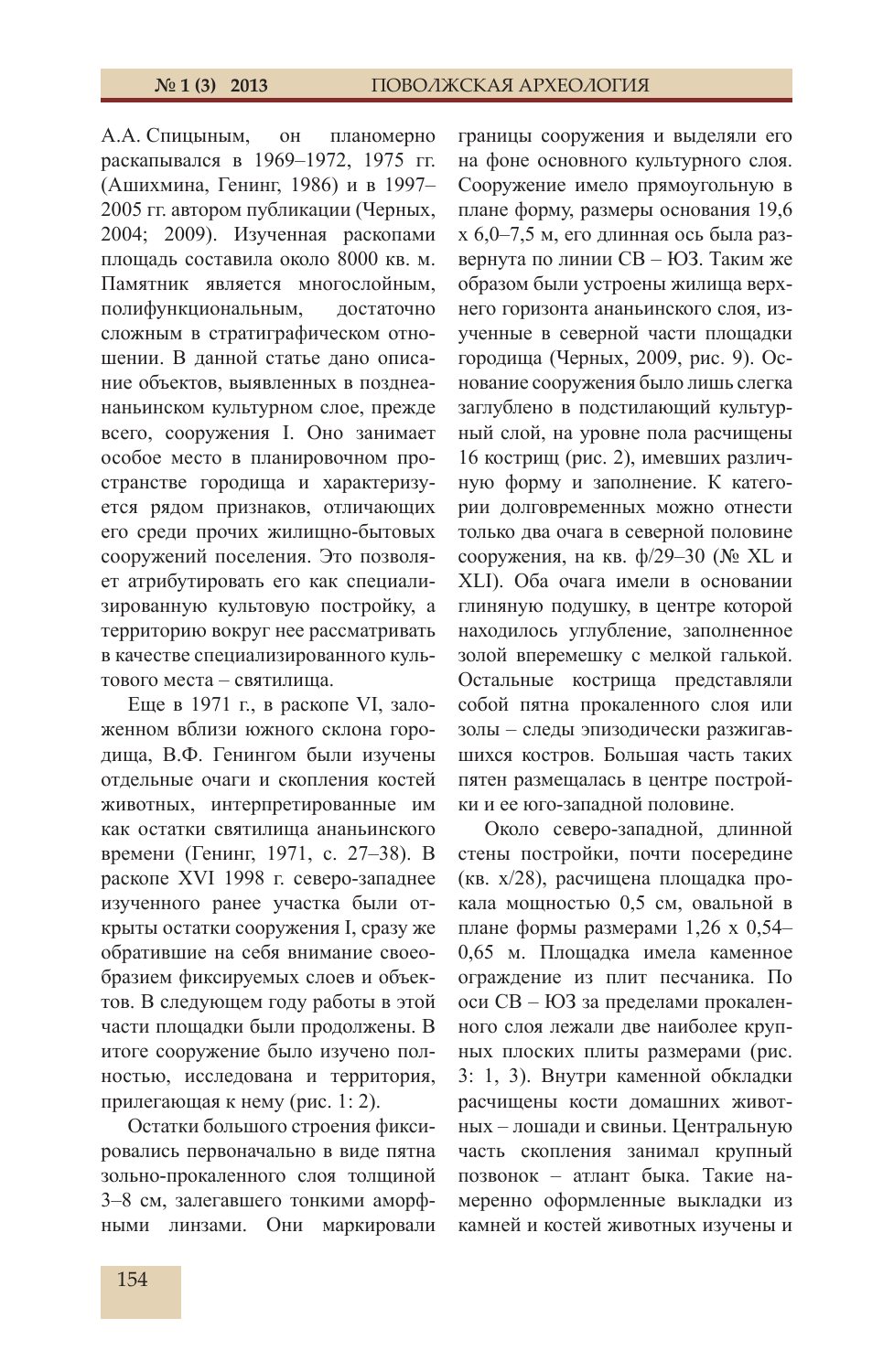А.А. Спицыным, он планомерно раскапывался в 1969–1972, 1975 гг. (Ашихмина, Генинг, 1986) и в 1997–2005 гг. автором публикации (Черных, 2004; 2009). Изученная раскопами площадь составила около 8000 кв. м. Памятник является многослойным, полифункциональным, достаточно сложным в стратиграфическом отношении. В данной статье дано описание объектов, выявленных в позднеананьинском культурном слое, прежде всего, сооружения I. Оно занимает особое место в планировочном пространстве городища и характеризуется рядом признаков, отличающих его среди прочих жилищно-бытовых сооружений поселения. Это позволяет атрибутировать его как специализированную культовую постройку, а территорию вокруг нее рассматривать в качестве специализированного культового места – святилища.

Еще в 1971 г., в раскопе VI, заложенном вблизи южного склона городища, В.Ф. Генингом были изучены отдельные очаги и скопления костей животных, интерпретированные им как остатки святилища ананьинского времени (Генинг, 1971, с. 27–38). В раскопе XVI 1998 г. северо-западнее изученного ранее участка были открыты остатки сооружения I, сразу же обратившие на себя внимание своеобразием фиксируемых слоев и объектов. В следующем году работы в этой части площадки были продолжены. В итоге сооружение было изучено полностью, исследована и территория, прилегающая к нему (рис. 1: 2).

Остатки большого строения фиксировались первоначально в виде пятна зольно-прокаленного слоя толщиной 3–8 см, залегавшего тонкими аморфными линзами. Они маркировали границы сооружения и выделяли его на фоне основного культурного слоя. Сооружение имело прямоугольную в плане форму, размеры основания 19,6 х 6,0–7,5 м, его длинная ось была развернута по линии СВ – ЮЗ. Таким же образом были устроены жилища верхнего горизонта ананьинского слоя, изученные в северной части площадки городища (Черных, 2009, рис. 9). Основание сооружения было лишь слегка заглублено в подстилающий культурный слой, на уровне пола расчищены 16 кострищ (рис. 2), имевших различную форму и заполнение. К категории долговременных можно отнести только два очага в северной половине сооружения, на кв. ф/29–30 (№ XL и XLI). Оба очага имели в основании глиняную подушку, в центре которой находилось углубление, заполненное золой вперемешку с мелкой галькой. Остальные кострища представляли собой пятна прокаленного слоя или золы – следы эпизодически разжигавшихся костров. Большая часть таких пятен размещалась в центре постройки и ее юго-западной половине.

Около северо-западной, длинной стены постройки, почти посередине (кв. х/28), расчищена площадка прокала мощностью 0,5 см, овальной в плане формы размерами 1,26 х 0,54–0,65 м. Площадка имела каменное ограждение из плит песчаника. По оси СВ – ЮЗ за пределами прокаленного слоя лежали две наиболее крупных плоских плиты размерами (рис. 3: 1, 3). Внутри каменной обкладки расчищены кости домашних животных – лошади и свиньи. Центральную часть скопления занимал крупный позвонок – атлант быка. Такие намеренно оформленные выкладки из камней и костей животных изучены и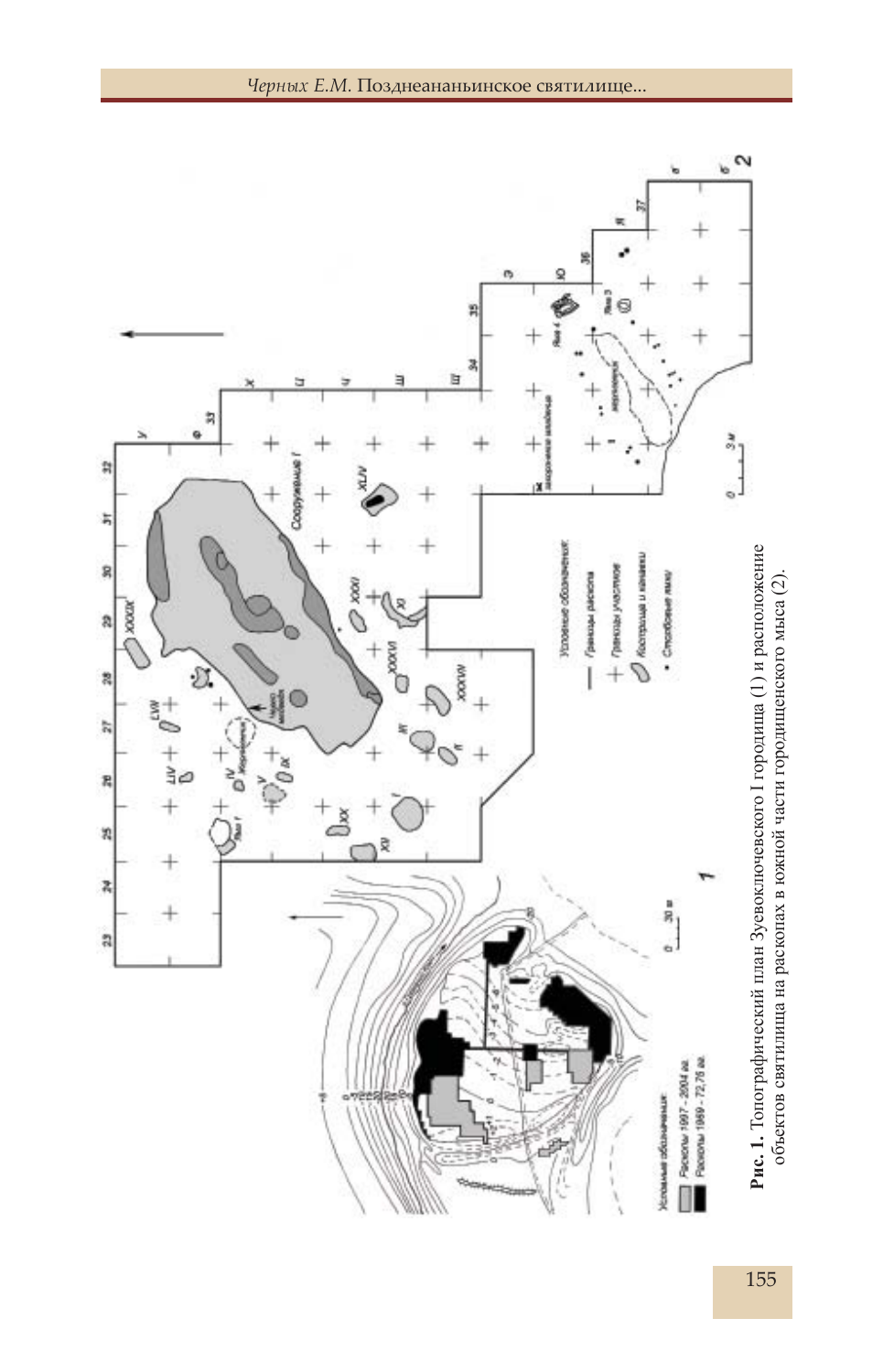**Рис. 1.** Топографический план Зуевоключевского I городища (1) и расположение объектов святилища на раскопах в южной части городищенского мыса (2).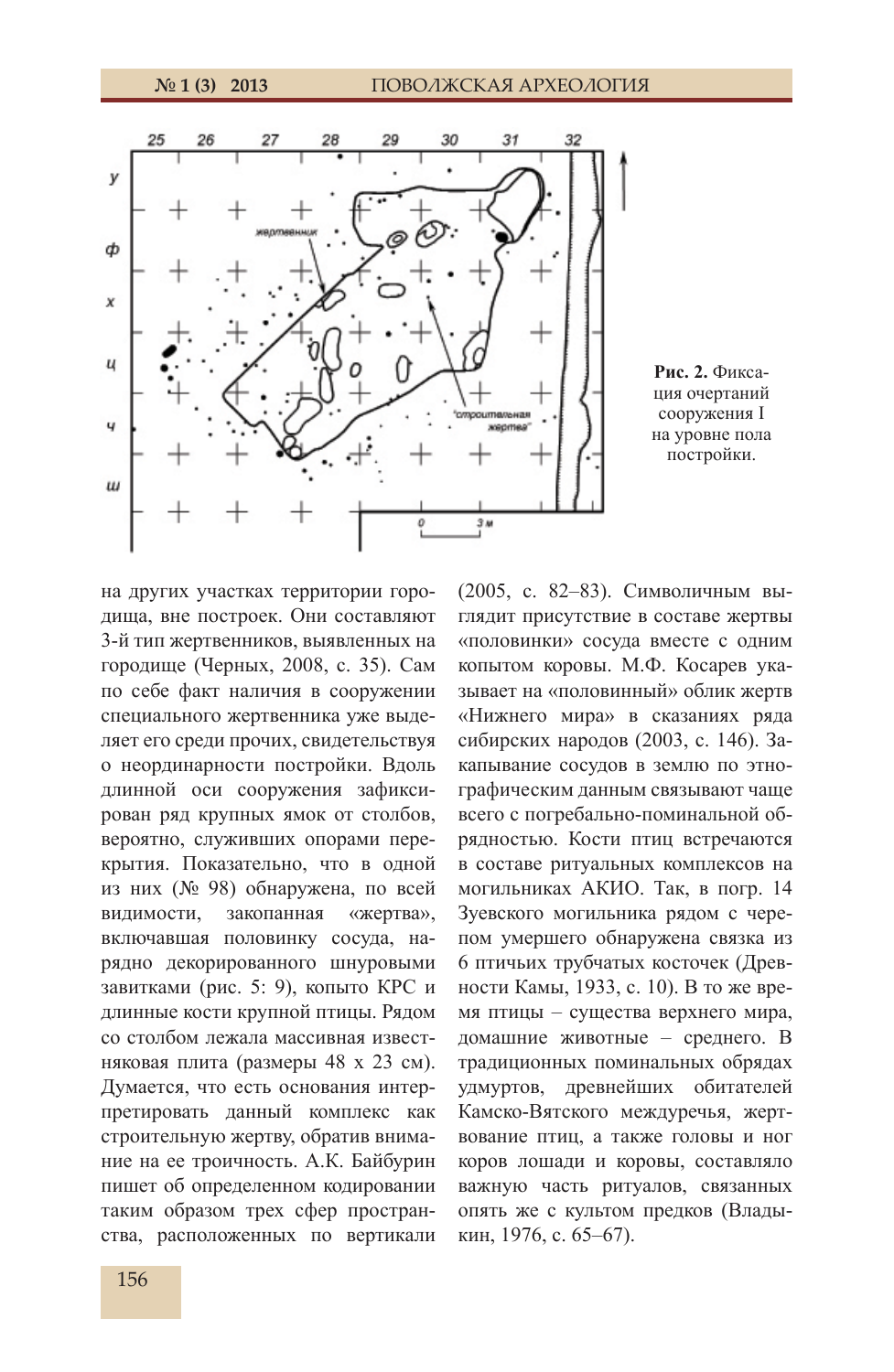Рис. 2. Фиксация очертаний сооружения I на уровне пола постройки.

на других участках территории городища, вне построек. Они составляют 3-й тип жертвенников, выявленных на городище (Черных, 2008, с. 35). Сам по себе факт наличия в сооружении специального жертвенника уже выделяет его среди прочих, свидетельствуя о неординарности постройки. Вдоль длинной оси сооружения зафиксирован ряд крупных ямок от столбов, вероятно, служивших опорами перекрытия. Показательно, что в одной из них (№ 98) обнаружена, по всей видимости, закопанная «жертва», включавшая половинку сосуда, нарядно декорированного шнуровыми завитками (рис. 5: 9), копыто КРС и длинные кости крупной птицы. Рядом со столбом лежала массивная известняковая плита (размеры 48 х 23 см). Думается, что есть основания интерпретировать данный комплекс как строительную жертву, обратив внимание на ее троичность. А.К. Байбурин пишет об определенном кодировании таким образом трех сфер пространства, расположенных по вертикали (2005, с. 82–83). Символичным выглядит присутствие в составе жертвы «половинки» сосуда вместе с одним копытом коровы. М.Ф. Косарев указывает на «половинный» облик жертв «Нижнего мира» в сказаниях ряда сибирских народов (2003, с. 146). Закапывание сосудов в землю по этнографическим данным связывают чаще всего с погребально-поминальной обрядностью. Кости птиц встречаются в составе ритуальных комплексов на могильниках АКИО. Так, в погр. 14 Зуевского могильника рядом с черепом умершего обнаружена связка из 6 птичьих трубчатых косточек (Древности Камы, 1933, с. 10). В то же время птицы – существа верхнего мира, домашние животные – среднего. В традиционных поминальных обрядах удмуртов, древнейших обитателей Камско-Вятского междуречья, жертвование птиц, а также головы и ног коров лошади и коровы, составляло важную часть ритуалов, связанных опять же с культом предков (Владыкин, 1976, с. 65–67).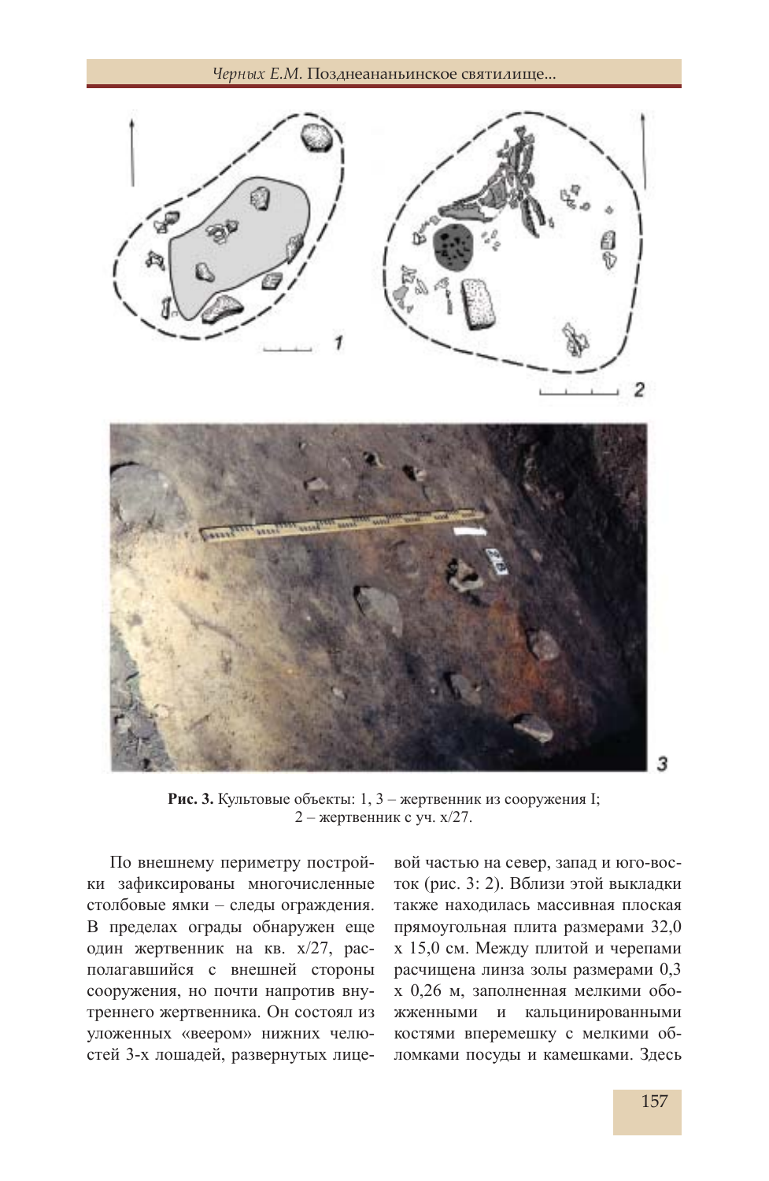**Рис. 3.** Культовые объекты: 1, 3 – жертвенник из сооружения I; 2 – жертвенник с уч. x/27.

По внешнему периметру постройки зафиксированы многочисленные столбовые ямки – следы ограждения. В пределах ограды обнаружен еще один жертвенник на кв. x/27, располагавшийся с внешней стороны сооружения, но почти напротив внутреннего жертвенника. Он состоял из уложенных «веером» нижних челюстей 3-х лошадей, развернутых лицевой частью на север, запад и юго-восток (рис. 3: 2). Вблизи этой выкладки также находилась массивная плоская прямоугольная плита размерами 32,0 х 15,0 см. Между плитой и черепами расчищена линза золы размерами 0,3 х 0,26 м, заполненная мелкими обожженными и кальцинированными костями вперемешку с мелкими обломками посуды и камешками. Здесь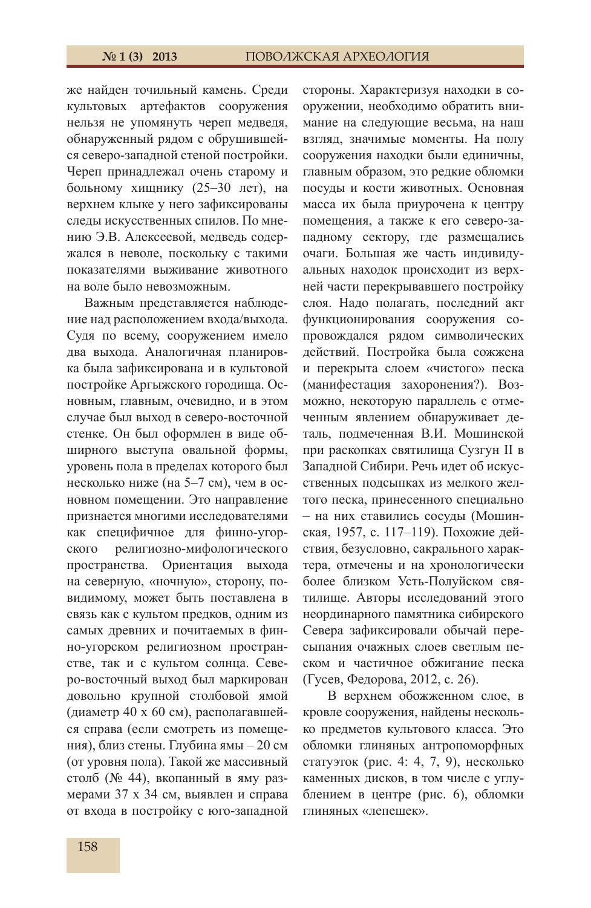же найден точильный камень. Среди культовых артефактов сооружения нельзя не упомянуть череп медведя, обнаруженный рядом с обрушившейся северо-западной стеной постройки. Череп принадлежал очень старому и больному хищнику (25–30 лет), на верхнем клыке у него зафиксированы следы искусственных спилов. По мнению Э.В. Алексеевой, медведь содержался в неволе, поскольку с такими показателями выживание животного на воле было невозможным.

Важным представляется наблюдение над расположением входа/выхода. Судя по всему, сооружением имело два выхода. Аналогичная планировка была зафиксирована и в культовой постройке Аргыжского городища. Основным, главным, очевидно, и в этом случае был выход в северо-восточной стенке. Он был оформлен в виде обширного выступа овальной формы, уровень пола в пределах которого был несколько ниже (на 5–7 см), чем в основном помещении. Это направление признается многими исследователями как специфичное для финно-угорского религиозно-мифологического пространства. Ориентация выхода на северную, «ночную», сторону, по-видимому, может быть поставлена в связь как с культом предков, одним из самых древних и почитаемых в финно-угорском религиозном пространстве, так и с культом солнца. Северо-восточный выход был маркирован довольно крупной столбовой ямой (диаметр 40 х 60 см), располагавшейся справа (если смотреть из помещения), близ стены. Глубина ямы – 20 см (от уровня пола). Такой же массивный столб (№ 44), вкопанный в яму размерами 37 х 34 см, выявлен и справа от входа в постройку с юго-западной стороны. Характеризуя находки в сооружении, необходимо обратить внимание на следующие весьма, на наш взгляд, значимые моменты. На полу сооружения находки были единичны, главным образом, это редкие обломки посуды и кости животных. Основная масса их была приурочена к центру помещения, а также к его северо-западному сектору, где размещались очаги. Большая же часть индивидуальных находок происходит из верхней части перекрывавшего постройку слоя. Надо полагать, последний акт функционирования сооружения сопровождался рядом символических действий. Постройка была сожжена и перекрыта слоем «чистого» песка (манифестация захоронения?). Возможно, некоторую параллель с отмеченным явлением обнаруживает деталь, подмеченная В.И. Мошинской при раскопках святилища Сузгун II в Западной Сибири. Речь идет об искусственных подсыпках из мелкого желтого песка, принесенного специально – на них ставились сосуды (Мошинская, 1957, с. 117–119). Похожие действия, безусловно, сакрального характера, отмечены и на хронологически более близком Усть-Полуйском святилище. Авторы исследований этого неординарного памятника сибирского Севера зафиксировали обычай пересыпания очажных слоев светлым песком и частичное обжигание песка (Гусев, Федорова, 2012, с. 26).

В верхнем обожженном слое, в кровле сооружения, найдены несколько предметов культового класса. Это обломки глиняных антропоморфных статуэток (рис. 4: 4, 7, 9), несколько каменных дисков, в том числе с углублением в центре (рис. 6), обломки глиняных «лепешек».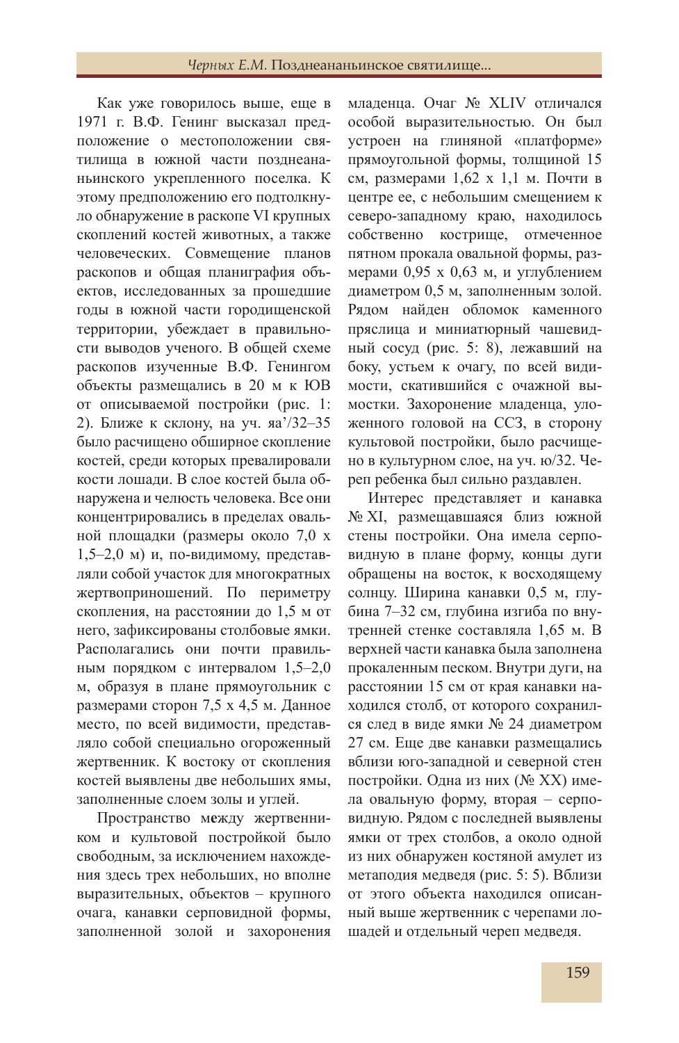Как уже говорилось выше, еще в 1971 г. В.Ф. Генинг высказал предположение о местоположении святилища в южной части поздне­ананьинского укрепленного поселка. К этому предположению его подтолкнуло обнаружение в раскопе VI крупных скоплений костей животных, а также человеческих. Совмещение планов раскопов и общая планиграфия объектов, исследованных за прошедшие годы в южной части городищенской территории, убеждает в правильности выводов ученого. В общей схеме раскопов изученные В.Ф. Генингом объекты размещались в 20 м к ЮВ от описываемой постройки (рис. 1: 2). Ближе к склону, на уч. яа'/32–35 было расчищено обширное скопление костей, среди которых превалировали кости лошади. В слое костей была обнаружена и челюсть человека. Все они концентрировались в пределах овальной площадки (размеры около 7,0 х 1,5–2,0 м) и, по-видимому, представляли собой участок для многократных жертвоприношений. По периметру скопления, на расстоянии до 1,5 м от него, зафиксированы столбовые ямки. Располагались они почти правильным порядком с интервалом 1,5–2,0 м, образуя в плане прямоугольник с размерами сторон 7,5 х 4,5 м. Данное место, по всей видимости, представляло собой специально огороженный жертвенник. К востоку от скопления костей выявлены две небольших ямы, заполненные слоем золы и углей.

Пространство между жертвенником и культовой постройкой было свободным, за исключением нахождения здесь трех небольших, но вполне выразительных, объектов – крупного очага, канавки серповидной формы, заполненной золой и захоронения младенца. Очаг № XLIV отличался особой выразительностью. Он был устроен на глиняной «платформе» прямоугольной формы, толщиной 15 см, размерами 1,62 х 1,1 м. Почти в центре ее, с небольшим смещением к северо-западному краю, находилось собственно кострище, отмеченное пятном прокала овальной формы, размерами 0,95 х 0,63 м, и углублением диаметром 0,5 м, заполненным золой. Рядом найден обломок каменного пряслица и миниатюрный чашевидный сосуд (рис. 5: 8), лежавший на боку, устьем к очагу, по всей видимости, скатившийся с очажной вымостки. Захоронение младенца, уложенного головой на ССЗ, в сторону культовой постройки, было расчищено в культурном слое, на уч. ю/32. Череп ребенка был сильно раздавлен.

Интерес представляет и канавка № XI, размещавшаяся близ южной стены постройки. Она имела серповидную в плане форму, концы дуги обращены на восток, к восходящему солнцу. Ширина канавки 0,5 м, глубина 7–32 см, глубина изгиба по внутренней стенке составляла 1,65 м. В верхней части канавка была заполнена прокаленным песком. Внутри дуги, на расстоянии 15 см от края канавки находился столб, от которого сохранился след в виде ямки № 24 диаметром 27 см. Еще две канавки размещались вблизи юго-западной и северной стен постройки. Одна из них (№ XX) имела овальную форму, вторая – серповидную. Рядом с последней выявлены ямки от трех столбов, а около одной из них обнаружен костяной амулет из метаподия медведя (рис. 5: 5). Вблизи от этого объекта находился описанный выше жертвенник с черепами лошадей и отдельный череп медведя.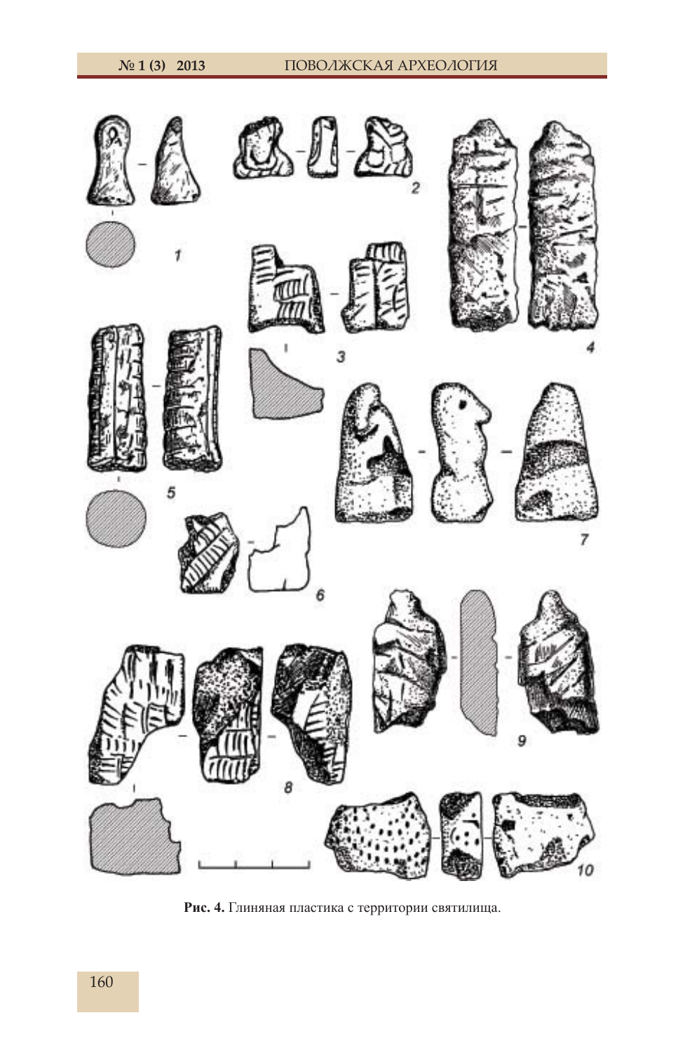**Рис. 4.** Глиняная пластика с территории святилища.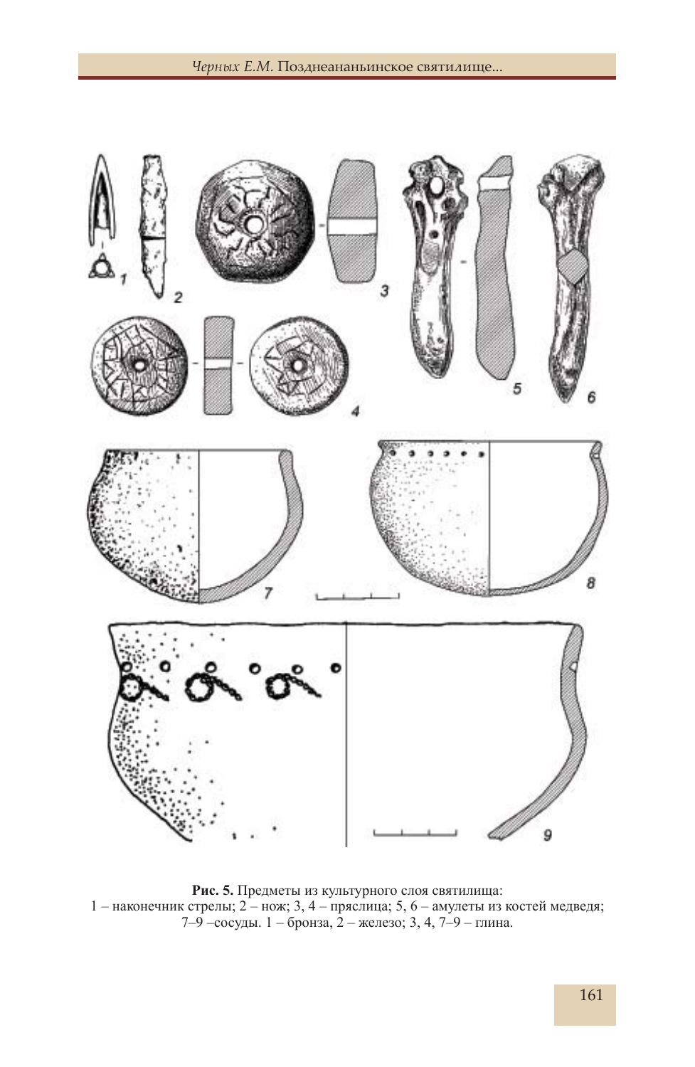**Рис. 5.** Предметы из культурного слоя святилища:
1 – наконечник стрелы; 2 – нож; 3, 4 – пряслица; 5, 6 – амулеты из костей медведя;
7–9 –сосуды. 1 – бронза, 2 – железо; 3, 4, 7–9 – глина.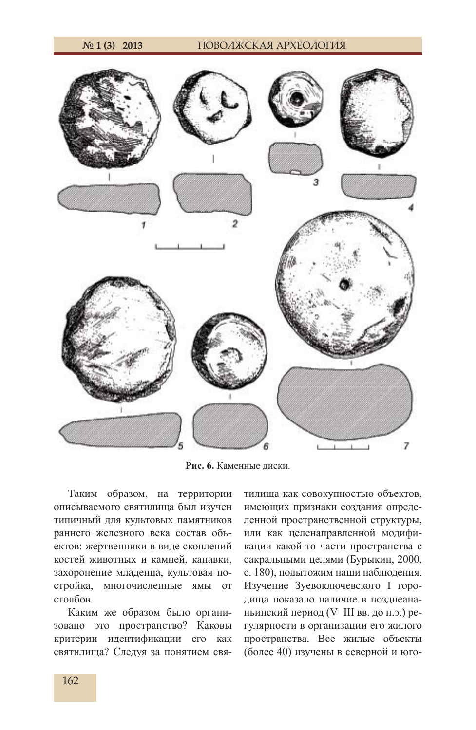**Рис. 6.** Каменные диски.

Таким образом, на территории описываемого святилища был изучен типичный для культовых памятников раннего железного века состав объектов: жертвенники в виде скоплений костей животных и камней, канавки, захоронение младенца, культовая постройка, многочисленные ямы от столбов.

Каким же образом было организовано это пространство? Каковы критерии идентификации его как святилища? Следуя за понятием святилища как совокупностью объектов, имеющих признаки создания определенной пространственной структуры, или как целенаправленной модификации какой-то части пространства с сакральными целями (Бурыкин, 2000, с. 180), подытожим наши наблюдения. Изучение Зуевоключевского I городища показало наличие в позднеананьинский период (V–III вв. до н.э.) регулярности в организации его жилого пространства. Все жилые объекты (более 40) изучены в северной и юго-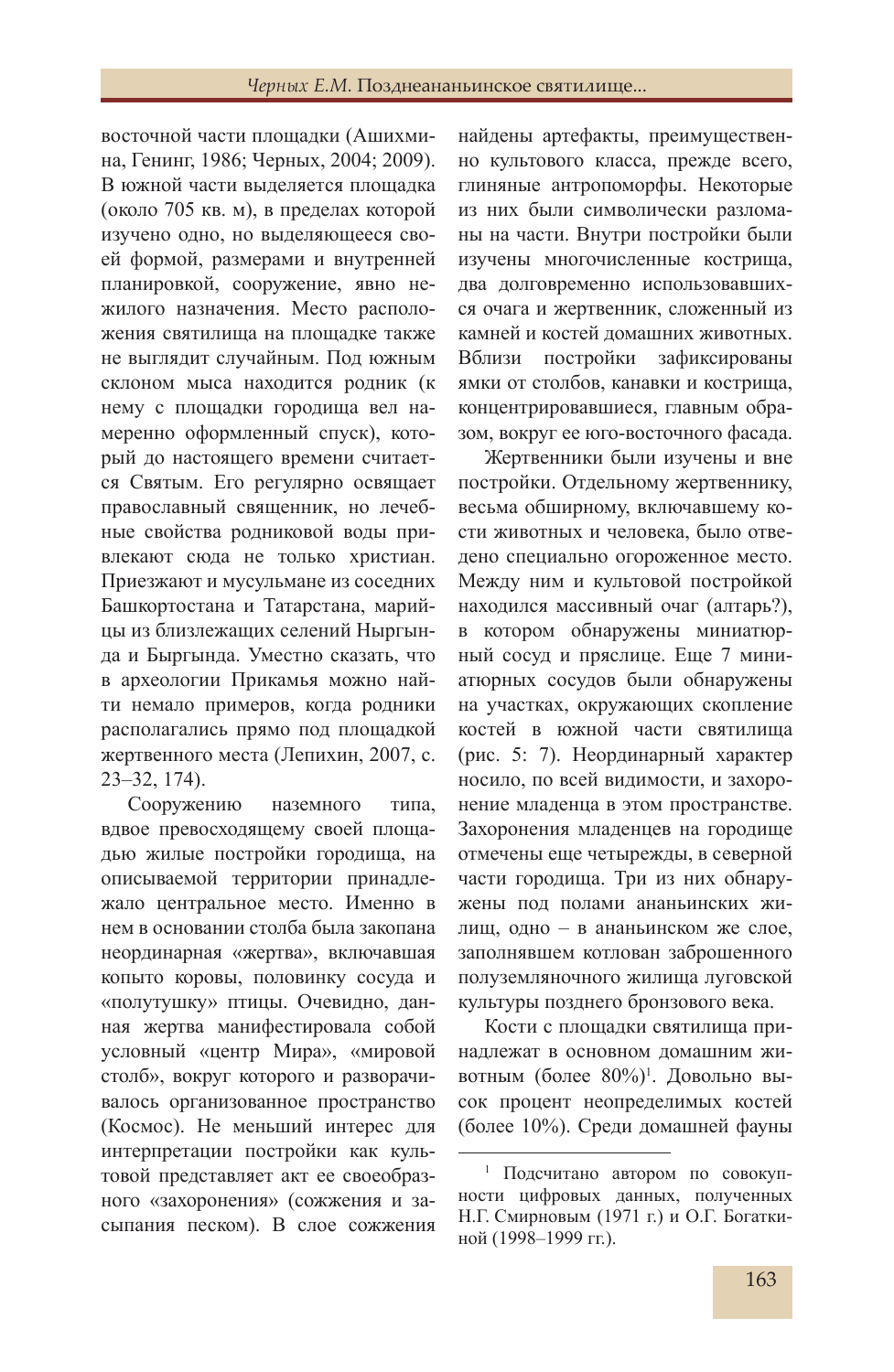восточной части площадки (Ашихмина, Генинг, 1986; Черных, 2004; 2009). В южной части выделяется площадка (около 705 кв. м), в пределах которой изучено одно, но выделяющееся своей формой, размерами и внутренней планировкой, сооружение, явно нежилого назначения. Место расположения святилища на площадке также не выглядит случайным. Под южным склоном мыса находится родник (к нему с площадки городища вел намеренно оформленный спуск), который до настоящего времени считается Святым. Его регулярно освящает православный священник, но лечебные свойства родниковой воды привлекают сюда не только христиан. Приезжают и мусульмане из соседних Башкортостана и Татарстана, марийцы из близлежащих селений Ныргында и Быргында. Уместно сказать, что в археологии Прикамья можно найти немало примеров, когда родники располагались прямо под площадкой жертвенного места (Лепихин, 2007, с. 23–32, 174).

Сооружению наземного типа, вдвое превосходящему своей площадью жилые постройки городища, на описываемой территории принадлежало центральное место. Именно в нем в основании столба была закопана неординарная «жертва», включавшая копыто коровы, половинку сосуда и «полутушку» птицы. Очевидно, данная жертва манифестировала собой условный «центр Мира», «мировой столб», вокруг которого и разворачивалось организованное пространство (Космос). Не меньший интерес для интерпретации постройки как культовой представляет акт ее своеобразного «захоронения» (сожжения и засыпания песком). В слое сожжения найдены артефакты, преимущественно культового класса, прежде всего, глиняные антропоморфы. Некоторые из них были символически разломаны на части. Внутри постройки были изучены многочисленные кострища, два долговременно использовавшихся очага и жертвенник, сложенный из камней и костей домашних животных. Вблизи постройки зафиксированы ямки от столбов, канавки и кострища, концентрировавшиеся, главным образом, вокруг ее юго-восточного фасада.

Жертвенники были изучены и вне постройки. Отдельному жертвеннику, весьма обширному, включавшему кости животных и человека, было отведено специально огороженное место. Между ним и культовой постройкой находился массивный очаг (алтарь?), в котором обнаружены миниатюрный сосуд и пряслице. Еще 7 миниатюрных сосудов были обнаружены на участках, окружающих скопление костей в южной части святилища (рис. 5: 7). Неординарный характер носило, по всей видимости, и захоронение младенца в этом пространстве. Захоронения младенцев на городище отмечены еще четырежды, в северной части городища. Три из них обнаружены под полами ананьинских жилищ, одно – в ананьинском же слое, заполнявшем котлован заброшенного полуземляночного жилища луговской культуры позднего бронзового века.

Кости с площадки святилища принадлежат в основном домашним животным (более 80%)[1]. Довольно высок процент неопределимых костей (более 10%). Среди домашней фауны

---

[1] Подсчитано автором по совокупности цифровых данных, полученных Н.Г. Смирновым (1971 г.) и О.Г. Богаткиной (1998–1999 гг.).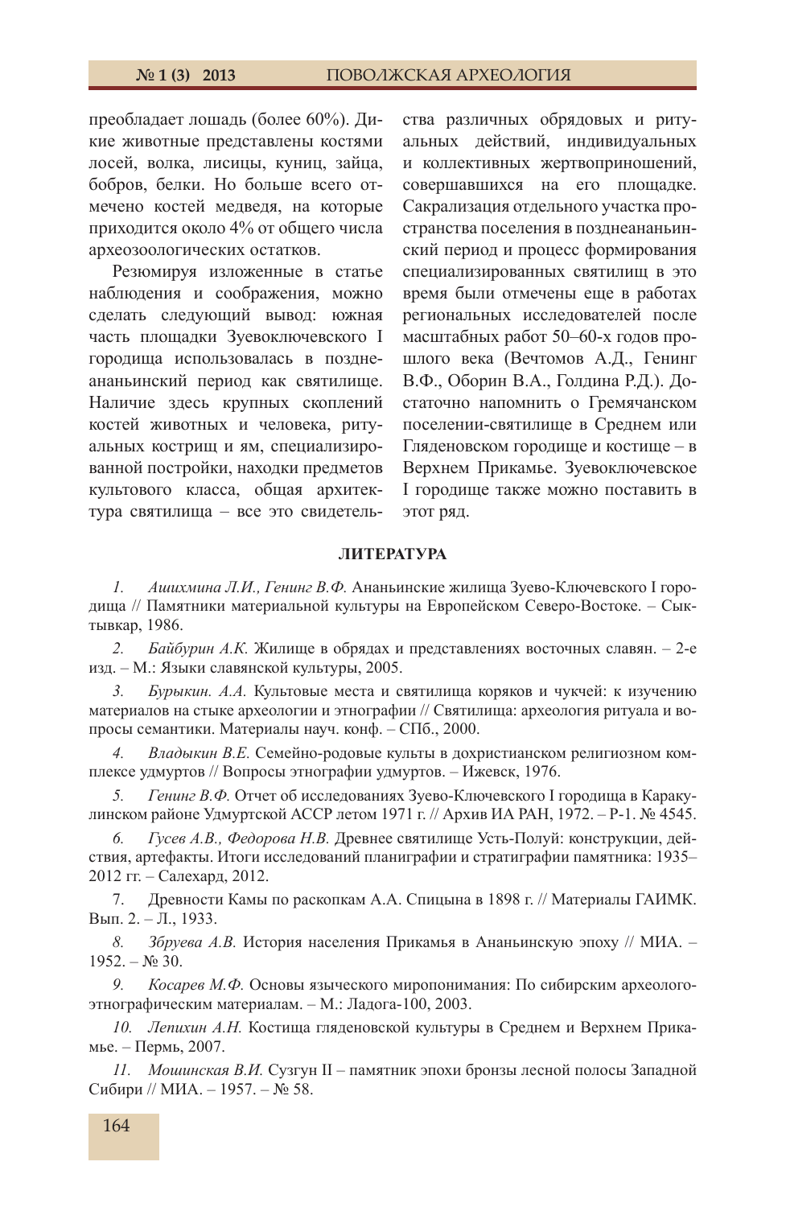преобладает лошадь (более 60%). Дикие животные представлены костями лосей, волка, лисицы, куниц, зайца, бобров, белки. Но больше всего отмечено костей медведя, на которые приходится около 4% от общего числа археозоологических остатков.

Резюмируя изложенные в статье наблюдения и соображения, можно сделать следующий вывод: южная часть площадки Зуевоключевского I городища использовалась в позднеананьинский период как святилище. Наличие здесь крупных скоплений костей животных и человека, ритуальных кострищ и ям, специализированной постройки, находки предметов культового класса, общая архитектура святилища – все это свидетельства различных обрядовых и ритуальных действий, индивидуальных и коллективных жертвоприношений, совершавшихся на его площадке. Сакрализация отдельного участка пространства поселения в позднеананьинский период и процесс формирования специализированных святилищ в это время были отмечены еще в работах региональных исследователей после масштабных работ 50–60-х годов прошлого века (Вечтомов А.Д., Генинг В.Ф., Оборин В.А., Голдина Р.Д.). Достаточно напомнить о Гремячанском поселении-святилище в Среднем или Гляденовском городище и костище – в Верхнем Прикамье. Зуевоключевское I городище также можно поставить в этот ряд.

## ЛИТЕРАТУРА

1. *Ашихмина Л.И., Генинг В.Ф.* Ананьинские жилища Зуево-Ключевского I городища // Памятники материальной культуры на Европейском Северо-Востоке. – Сыктывкар, 1986.
2. *Байбурин А.К.* Жилище в обрядах и представлениях восточных славян. – 2-е изд. – М.: Языки славянской культуры, 2005.
3. *Бурыкин. А.А.* Культовые места и святилища коряков и чукчей: к изучению материалов на стыке археологии и этнографии // Святилища: археология ритуала и вопросы семантики. Материалы науч. конф. – СПб., 2000.
4. *Владыкин В.Е.* Семейно-родовые культы в дохристианском религиозном комплексе удмуртов // Вопросы этнографии удмуртов. – Ижевск, 1976.
5. *Генинг В.Ф.* Отчет об исследованиях Зуево-Ключевского I городища в Каракулинском районе Удмуртской АССР летом 1971 г. // Архив ИА РАН, 1972. – Р-1. № 4545.
6. *Гусев А.В., Федорова Н.В.* Древнее святилище Усть-Полуй: конструкции, действия, артефакты. Итоги исследований планиграфии и стратиграфии памятника: 1935–2012 гг. – Салехард, 2012.
7. Древности Камы по раскопкам А.А. Спицына в 1898 г. // Материалы ГАИМК. Вып. 2. – Л., 1933.
8. *Збруева А.В.* История населения Прикамья в Ананьинскую эпоху // МИА. – 1952. – № 30.
9. *Косарев М.Ф.* Основы языческого миропонимания: По сибирским археолого-этнографическим материалам. – М.: Ладога-100, 2003.
10. *Лепихин А.Н.* Костища гляденовской культуры в Среднем и Верхнем Прикамье. – Пермь, 2007.
11. *Мошинская В.И.* Сузгун II – памятник эпохи бронзы лесной полосы Западной Сибири // МИА. – 1957. – № 58.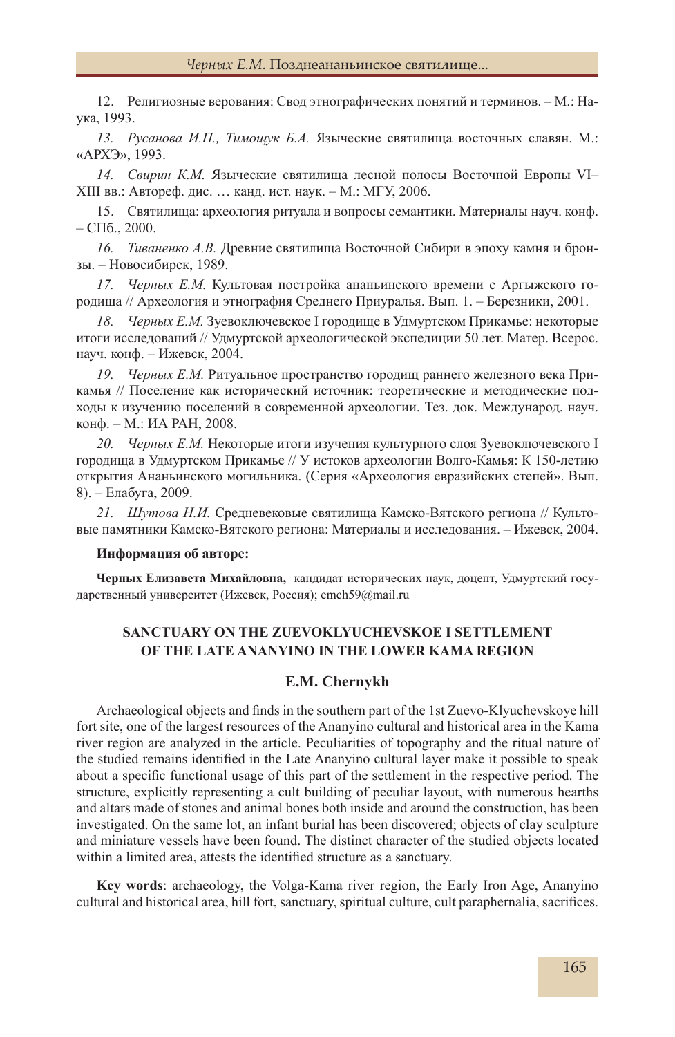12. Религиозные верования: Свод этнографических понятий и терминов. – М.: Наука, 1993.

13. *Русанова И.П., Тимощук Б.А.* Языческие святилища восточных славян. М.: «АРХЭ», 1993.

14. *Свирин К.М.* Языческие святилища лесной полосы Восточной Европы VI–XIII вв.: Автореф. дис. … канд. ист. наук. – М.: МГУ, 2006.

15. Святилища: археология ритуала и вопросы семантики. Материалы науч. конф. – СПб., 2000.

16. *Тиваненко А.В.* Древние святилища Восточной Сибири в эпоху камня и бронзы. – Новосибирск, 1989.

17. *Черных Е.М.* Культовая постройка ананьинского времени с Аргыжского городища // Археология и этнография Среднего Приуралья. Вып. 1. – Березники, 2001.

18. *Черных Е.М.* Зуевоключевское I городище в Удмуртском Прикамье: некоторые итоги исследований // Удмуртской археологической экспедиции 50 лет. Матер. Всерос. науч. конф. – Ижевск, 2004.

19. *Черных Е.М.* Ритуальное пространство городищ раннего железного века Прикамья // Поселение как исторический источник: теоретические и методические подходы к изучению поселений в современной археологии. Тез. док. Международ. науч. конф. – М.: ИА РАН, 2008.

20. *Черных Е.М.* Некоторые итоги изучения культурного слоя Зуевоключевского I городища в Удмуртском Прикамье // У истоков археологии Волго-Камья: К 150-летию открытия Ананьинского могильника. (Серия «Археология евразийских степей». Вып. 8). – Елабуга, 2009.

21. *Шутова Н.И.* Средневековые святилища Камско-Вятского региона // Культовые памятники Камско-Вятского региона: Материалы и исследования. – Ижевск, 2004.

**Информация об авторе:**

**Черных Елизавета Михайловна,** кандидат исторических наук, доцент, Удмуртский государственный университет (Ижевск, Россия); emch59@mail.ru

## SANCTUARY ON THE ZUEVOKLYUCHEVSKOE I SETTLEMENT OF THE LATE ANANYINO IN THE LOWER KAMA REGION

### E.M. Chernykh

Archaeological objects and finds in the southern part of the 1st Zuevo-Klyuchevskoye hill fort site, one of the largest resources of the Ananyino cultural and historical area in the Kama river region are analyzed in the article. Peculiarities of topography and the ritual nature of the studied remains identified in the Late Ananyino cultural layer make it possible to speak about a specific functional usage of this part of the settlement in the respective period. The structure, explicitly representing a cult building of peculiar layout, with numerous hearths and altars made of stones and animal bones both inside and around the construction, has been investigated. On the same lot, an infant burial has been discovered; objects of clay sculpture and miniature vessels have been found. The distinct character of the studied objects located within a limited area, attests the identified structure as a sanctuary.

**Key words**: archaeology, the Volga-Kama river region, the Early Iron Age, Ananyino cultural and historical area, hill fort, sanctuary, spiritual culture, cult paraphernalia, sacrifices.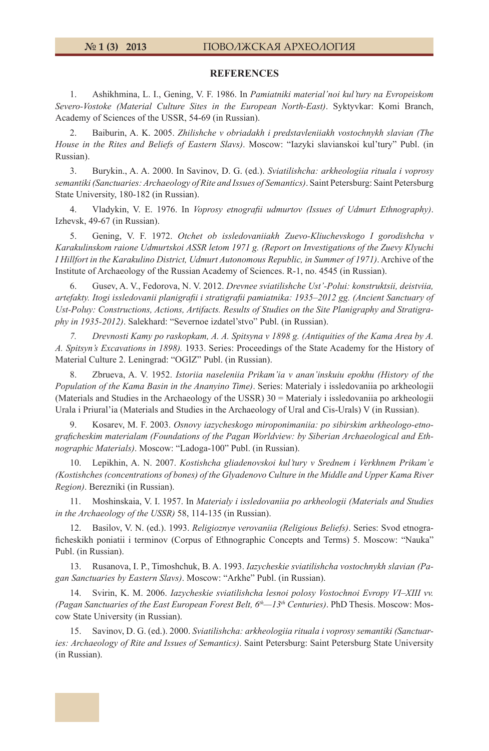## REFERENCES

1. Ashikhmina, L. I., Gening, V. F. 1986. In *Pamiatniki material'noi kul'tury na Evropeiskom Severo-Vostoke (Material Culture Sites in the European North-East)*. Syktyvkar: Komi Branch, Academy of Sciences of the USSR, 54-69 (in Russian).

2. Baiburin, A. K. 2005. *Zhilishche v obriadakh i predstavleniiakh vostochnykh slavian (The House in the Rites and Beliefs of Eastern Slavs)*. Moscow: "Iazyki slavianskoi kul'tury" Publ. (in Russian).

3. Burykin., A. A. 2000. In Savinov, D. G. (ed.). *Sviatilishcha: arkheologiia rituala i voprosy semantiki (Sanctuaries: Archaeology of Rite and Issues of Semantics)*. Saint Petersburg: Saint Petersburg State University, 180-182 (in Russian).

4. Vladykin, V. E. 1976. In *Voprosy etnografii udmurtov (Issues of Udmurt Ethnography)*. Izhevsk, 49-67 (in Russian).

5. Gening, V. F. 1972. *Otchet ob issledovaniiakh Zuevo-Kliuchevskogo I gorodishcha v Karakulinskom raione Udmurtskoi ASSR letom 1971 g. (Report on Investigations of the Zuevy Klyuchi I Hillfort in the Karakulino District, Udmurt Autonomous Republic, in Summer of 1971)*. Archive of the Institute of Archaeology of the Russian Academy of Sciences. R-1, no. 4545 (in Russian).

6. Gusev, A. V., Fedorova, N. V. 2012. *Drevnee sviatilishche Ust'-Polui: konstruktsii, deistviia, artefakty. Itogi issledovanii planigrafii i stratigrafii pamiatnika: 1935–2012 gg. (Ancient Sanctuary of Ust-Poluy: Constructions, Actions, Artifacts. Results of Studies on the Site Planigraphy and Stratigraphy in 1935-2012)*. Salekhard: "Severnoe izdatel'stvo" Publ. (in Russian).

*7. Drevnosti Kamy po raskopkam, A. A. Spitsyna v 1898 g. (Antiquities of the Kama Area by A. A. Spitsyn's Excavations in 1898).* 1933. Series: Proceedings of the State Academy for the History of Material Culture 2. Leningrad: "OGIZ" Publ. (in Russian).

8. Zbrueva, A. V. 1952. *Istoriia naseleniia Prikam'ia v anan'inskuiu epokhu (History of the Population of the Kama Basin in the Ananyino Time)*. Series: Materialy i issledovaniia po arkheologii (Materials and Studies in the Archaeology of the USSR) 30 = Materialy i issledovaniia po arkheologii Urala i Priural'ia (Materials and Studies in the Archaeology of Ural and Cis-Urals) V (in Russian).

9. Kosarev, M. F. 2003. *Osnovy iazycheskogo mироponimaniia: po sibirskim arkheologo-etnograficheskim materialam (Foundations of the Pagan Worldview: by Siberian Archaeological and Ethnographic Materials)*. Moscow: "Ladoga-100" Publ. (in Russian).

10. Lepikhin, A. N. 2007. *Kostishcha gliadenovskoi kul'tury v Srednem i Verkhnem Prikam'e (Kostishches (concentrations of bones) of the Glyadenovo Culture in the Middle and Upper Kama River Region)*. Berezniki (in Russian).

11. Moshinskaia, V. I. 1957. In *Materialy i issledovaniia po arkheologii (Materials and Studies in the Archaeology of the USSR)* 58, 114-135 (in Russian).

12. Basilov, V. N. (ed.). 1993. *Religioznye verovaniia (Religious Beliefs)*. Series: Svod etnograficheskikh poniatii i terminov (Corpus of Ethnographic Concepts and Terms) 5. Moscow: "Nauka" Publ. (in Russian).

13. Rusanova, I. P., Timoshchuk, B. A. 1993. *Iazycheskie sviatilishcha vostochnykh slavian (Pagan Sanctuaries by Eastern Slavs)*. Moscow: "Arkhe" Publ. (in Russian).

14. Svirin, K. M. 2006. *Iazycheskie sviatilishcha lesnoi polosy Vostochnoi Evropy VI–XIII vv. (Pagan Sanctuaries of the East European Forest Belt, 6th—13th Centuries)*. PhD Thesis. Moscow: Moscow State University (in Russian).

15. Savinov, D. G. (ed.). 2000. *Sviatilishcha: arkheologiia rituala i voprosy semantiki (Sanctuaries: Archaeology of Rite and Issues of Semantics)*. Saint Petersburg: Saint Petersburg State University (in Russian).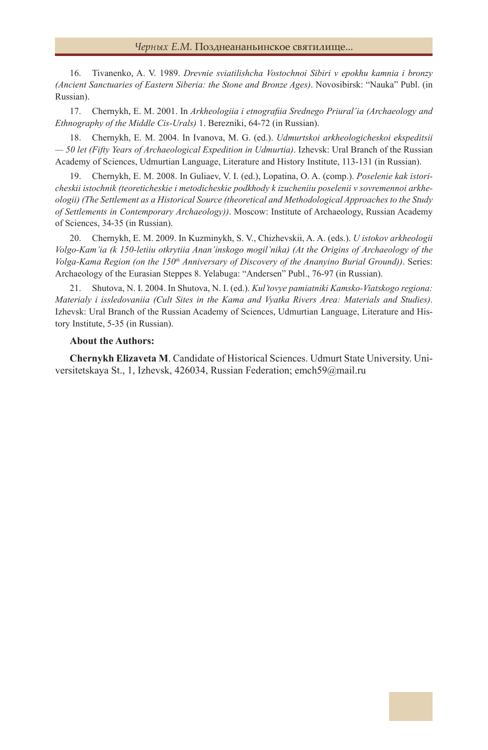16. Tivanenko, A. V. 1989. *Drevnie sviatilishcha Vostochnoi Sibiri v epokhu kamnia i bronzy (Ancient Sanctuaries of Eastern Siberia: the Stone and Bronze Ages)*. Novosibirsk: "Nauka" Publ. (in Russian).

17. Chernykh, E. M. 2001. In *Arkheologiia i etnografiia Srednego Priural'ia (Archaeology and Ethnography of the Middle Cis-Urals)* 1. Berezniki, 64-72 (in Russian).

18. Chernykh, E. M. 2004. In Ivanova, M. G. (ed.). *Udmurtskoi arkheologicheskoi ekspeditsii — 50 let (Fifty Years of Archaeological Expedition in Udmurtia)*. Izhevsk: Ural Branch of the Russian Academy of Sciences, Udmurtian Language, Literature and History Institute, 113-131 (in Russian).

19. Chernykh, E. M. 2008. In Guliaev, V. I. (ed.), Lopatina, O. A. (comp.). *Poselenie kak istoricheskii istochnik (teoreticheskie i metodicheskie podkhody k izucheniiu poselenii v sovremennoi arkheologii) (The Settlement as a Historical Source (theoretical and Methodological Approaches to the Study of Settlements in Contemporary Archaeology))*. Moscow: Institute of Archaeology, Russian Academy of Sciences, 34-35 (in Russian).

20. Chernykh, E. M. 2009. In Kuzminykh, S. V., Chizhevskii, A. A. (eds.). *U istokov arkheologii Volgo-Kam'ia (k 150-letiiu otkrytiia Anan'inskogo mogil'nika) (At the Origins of Archaeology of the Volga-Kama Region (on the 150th Anniversary of Discovery of the Ananyino Burial Ground))*. Series: Archaeology of the Eurasian Steppes 8. Yelabuga: "Andersen" Publ., 76-97 (in Russian).

21. Shutova, N. I. 2004. In Shutova, N. I. (ed.). *Kul'tovye pamiatniki Kamsko-Viatskogo regiona: Materialy i issledovaniia (Cult Sites in the Kama and Vyatka Rivers Area: Materials and Studies)*. Izhevsk: Ural Branch of the Russian Academy of Sciences, Udmurtian Language, Literature and History Institute, 5-35 (in Russian).

**About the Authors:**

**Chernykh Elizaveta M**. Candidate of Historical Sciences. Udmurt State University. Universitetskaya St., 1, Izhevsk, 426034, Russian Federation; emch59@mail.ru